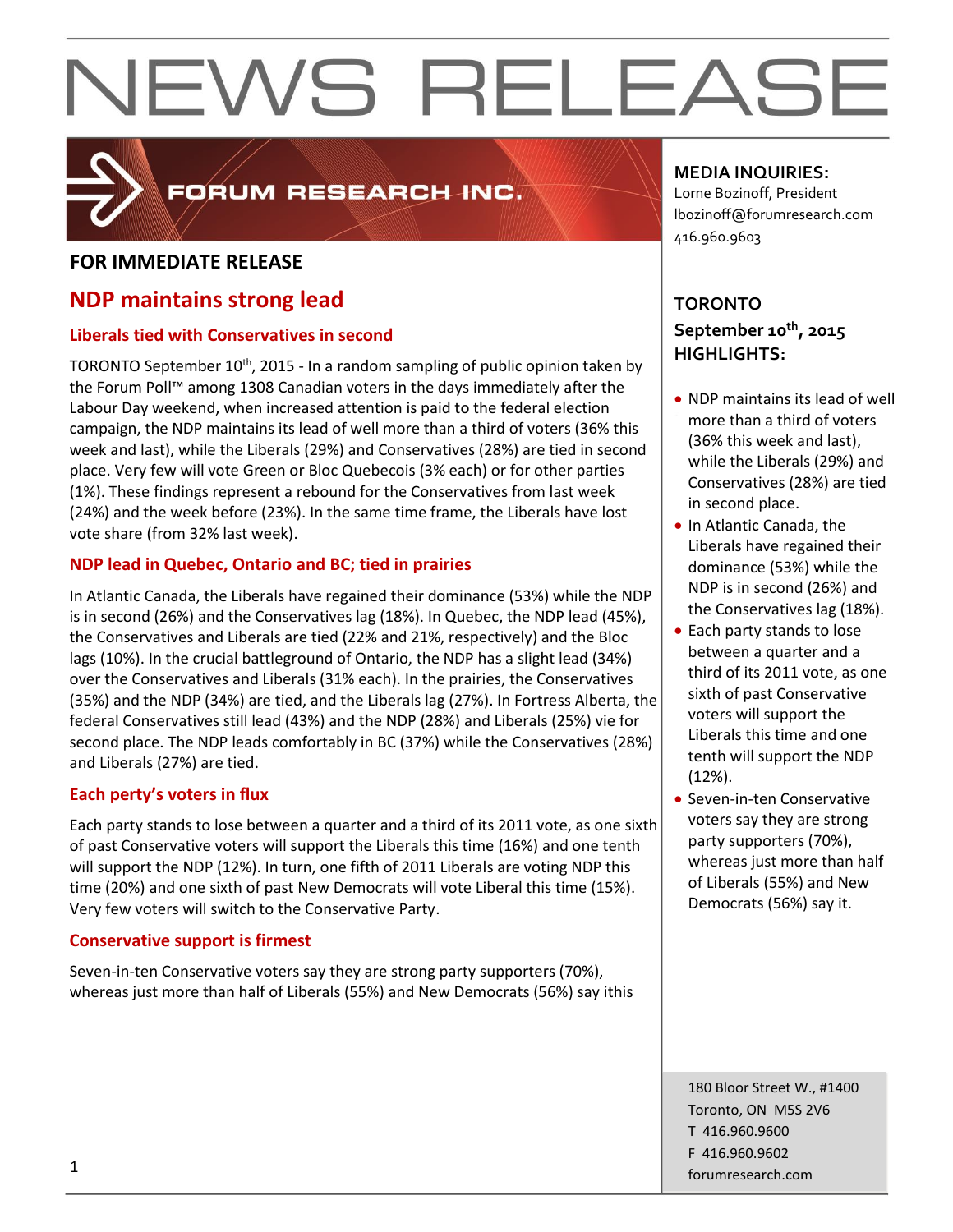# NEWS RELEASE

FORUM RESEARCH INC.

**FOR IMMEDIATE RELEASE**

## NDP maintains strong lead

### Liberals tied with Conservatives in second

TORONTO September 10th, 2015 - In a random sampling of public opinion taken by the Forum Poll™ among 1308 Canadian voters in the days immediately after the Labour Day weekend, when increased attention is paid to the federal election campaign, the NDP maintains its lead of well more than a third of voters (36% this week and last), while the Liberals (29%) and Conservatives (28%) are tied in second place. Very few will vote Green or Bloc Quebecois (3% each) or for other parties (1%). These findings represent a rebound for the Conservatives from last week (24%) and the week before (23%). In the same time frame, the Liberals have lost vote share (from 32% last week).

### NDP lead in Quebec, Ontario and BC; tied in prairies

In Atlantic Canada, the Liberals have regained their dominance (53%) while the NDP is in second (26%) and the Conservatives lag (18%). In Quebec, the NDP lead (45%), the Conservatives and Liberals are tied (22% and 21%, respectively) and the Bloc lags (10%). In the crucial battleground of Ontario, the NDP has a slight lead (34%) over the Conservatives and Liberals (31% each). In the prairies, the Conservatives (35%) and the NDP (34%) are tied, and the Liberals lag (27%). In Fortress Alberta, the federal Conservatives still lead (43%) and the NDP (28%) and Liberals (25%) vie for second place. The NDP leads comfortably in BC (37%) while the Conservatives (28%) and Liberals (27%) are tied.

### Each perty's voters in flux

Each party stands to lose between a quarter and a third of its 2011 vote, as one sixth of past Conservative voters will support the Liberals this time (16%) and one tenth will support the NDP (12%). In turn, one fifth of 2011 Liberals are voting NDP this time (20%) and one sixth of past New Democrats will vote Liberal this time (15%). Very few voters will switch to the Conservative Party.

### Conservative support is firmest

Seven-in-ten Conservative voters say they are strong party supporters (70%), whereas just more than half of Liberals (55%) and New Democrats (56%) say ithis

**MEDIA INQUIRIES:**
Lorne Bozinoff, President
lbozinoff@forumresearch.com
416.960.9603

**TORONTO**
**September 10th, 2015**
**HIGHLIGHTS:**

- NDP maintains its lead of well more than a third of voters (36% this week and last), while the Liberals (29%) and Conservatives (28%) are tied in second place.
- In Atlantic Canada, the Liberals have regained their dominance (53%) while the NDP is in second (26%) and the Conservatives lag (18%).
- Each party stands to lose between a quarter and a third of its 2011 vote, as one sixth of past Conservative voters will support the Liberals this time and one tenth will support the NDP (12%).
- Seven-in-ten Conservative voters say they are strong party supporters (70%), whereas just more than half of Liberals (55%) and New Democrats (56%) say it.

180 Bloor Street W., #1400
Toronto, ON M5S 2V6
T 416.960.9600
F 416.960.9602
forumresearch.com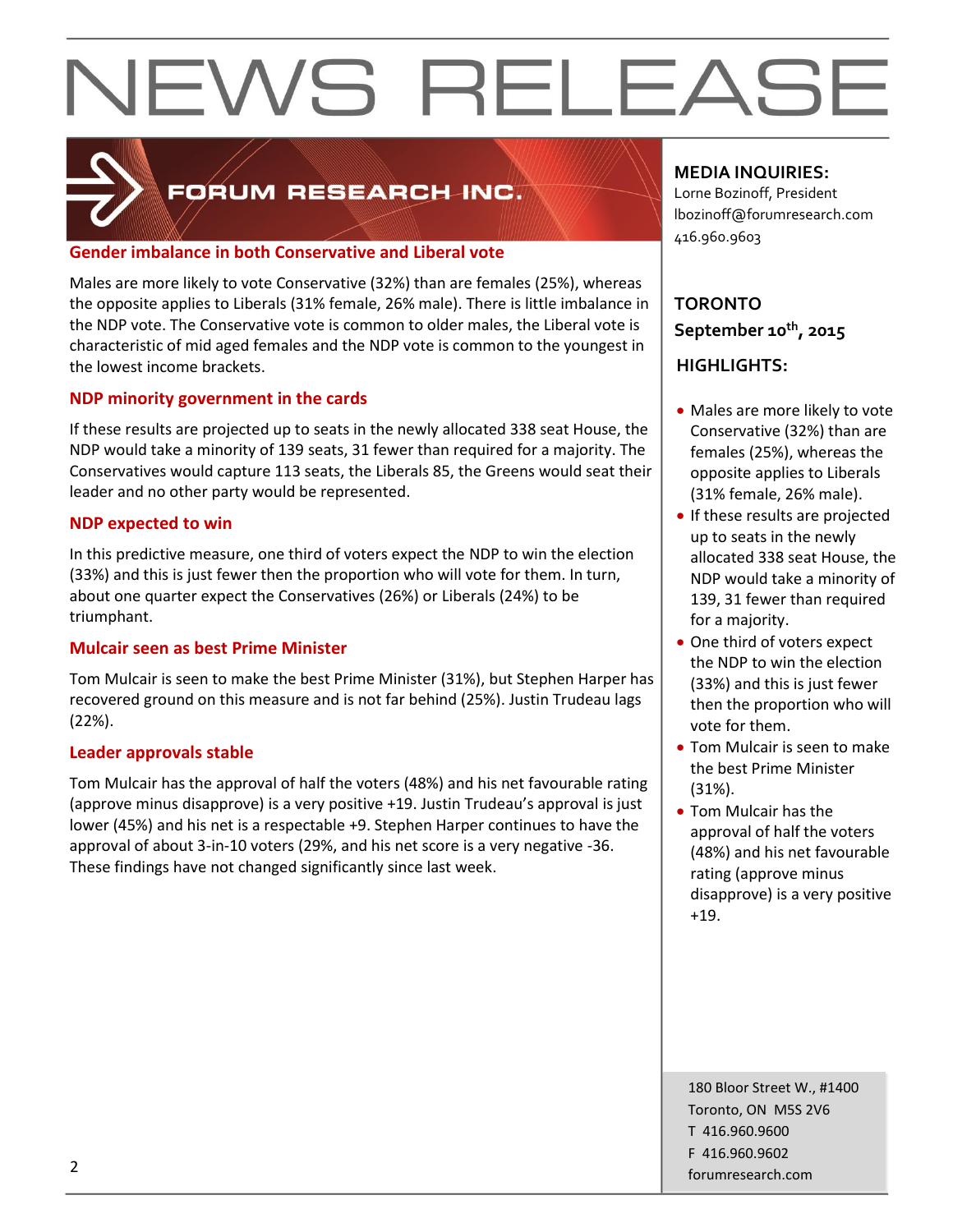# NEWS RELEASE

FORUM RESEARCH INC.

## Gender imbalance in both Conservative and Liberal vote

Males are more likely to vote Conservative (32%) than are females (25%), whereas the opposite applies to Liberals (31% female, 26% male). There is little imbalance in the NDP vote. The Conservative vote is common to older males, the Liberal vote is characteristic of mid aged females and the NDP vote is common to the youngest in the lowest income brackets.

## NDP minority government in the cards

If these results are projected up to seats in the newly allocated 338 seat House, the NDP would take a minority of 139 seats, 31 fewer than required for a majority. The Conservatives would capture 113 seats, the Liberals 85, the Greens would seat their leader and no other party would be represented.

## NDP expected to win

In this predictive measure, one third of voters expect the NDP to win the election (33%) and this is just fewer then the proportion who will vote for them. In turn, about one quarter expect the Conservatives (26%) or Liberals (24%) to be triumphant.

## Mulcair seen as best Prime Minister

Tom Mulcair is seen to make the best Prime Minister (31%), but Stephen Harper has recovered ground on this measure and is not far behind (25%). Justin Trudeau lags (22%).

## Leader approvals stable

Tom Mulcair has the approval of half the voters (48%) and his net favourable rating (approve minus disapprove) is a very positive +19. Justin Trudeau's approval is just lower (45%) and his net is a respectable +9. Stephen Harper continues to have the approval of about 3-in-10 voters (29%, and his net score is a very negative -36. These findings have not changed significantly since last week.

**MEDIA INQUIRIES:**
Lorne Bozinoff, President
lbozinoff@forumresearch.com
416.960.9603

**TORONTO**
**September 10th, 2015**

**HIGHLIGHTS:**

- Males are more likely to vote Conservative (32%) than are females (25%), whereas the opposite applies to Liberals (31% female, 26% male).
- If these results are projected up to seats in the newly allocated 338 seat House, the NDP would take a minority of 139, 31 fewer than required for a majority.
- One third of voters expect the NDP to win the election (33%) and this is just fewer then the proportion who will vote for them.
- Tom Mulcair is seen to make the best Prime Minister (31%).
- Tom Mulcair has the approval of half the voters (48%) and his net favourable rating (approve minus disapprove) is a very positive +19.

180 Bloor Street W., #1400
Toronto, ON M5S 2V6
T 416.960.9600
F 416.960.9602
forumresearch.com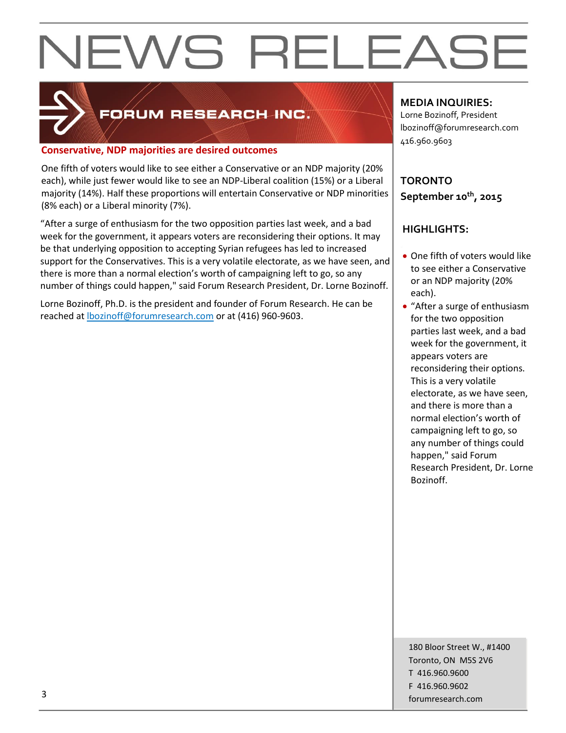# NEWS RELEASE

FORUM RESEARCH INC.

## Conservative, NDP majorities are desired outcomes

One fifth of voters would like to see either a Conservative or an NDP majority (20% each), while just fewer would like to see an NDP-Liberal coalition (15%) or a Liberal majority (14%). Half these proportions will entertain Conservative or NDP minorities (8% each) or a Liberal minority (7%).

“After a surge of enthusiasm for the two opposition parties last week, and a bad week for the government, it appears voters are reconsidering their options. It may be that underlying opposition to accepting Syrian refugees has led to increased support for the Conservatives. This is a very volatile electorate, as we have seen, and there is more than a normal election’s worth of campaigning left to go, so any number of things could happen," said Forum Research President, Dr. Lorne Bozinoff.

Lorne Bozinoff, Ph.D. is the president and founder of Forum Research. He can be reached at lbozinoff@forumresearch.com or at (416) 960-9603.

**MEDIA INQUIRIES:**
Lorne Bozinoff, President
lbozinoff@forumresearch.com
416.960.9603

**TORONTO**
**September 10th, 2015**

**HIGHLIGHTS:**

- One fifth of voters would like to see either a Conservative or an NDP majority (20% each).
- “After a surge of enthusiasm for the two opposition parties last week, and a bad week for the government, it appears voters are reconsidering their options. This is a very volatile electorate, as we have seen, and there is more than a normal election’s worth of campaigning left to go, so any number of things could happen," said Forum Research President, Dr. Lorne Bozinoff.

180 Bloor Street W., #1400
Toronto, ON M5S 2V6
T 416.960.9600
F 416.960.9602
forumresearch.com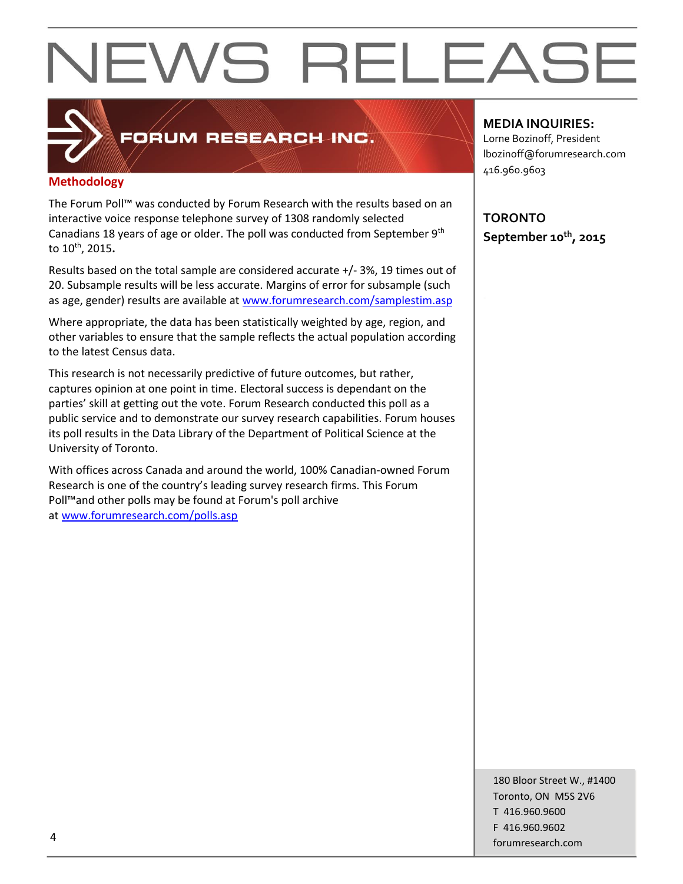# NEWS RELEASE

FORUM RESEARCH INC.

**MEDIA INQUIRIES:**
Lorne Bozinoff, President
lbozinoff@forumresearch.com
416.960.9603

**TORONTO**
**September 10th, 2015**

## Methodology

The Forum Poll™ was conducted by Forum Research with the results based on an interactive voice response telephone survey of 1308 randomly selected Canadians 18 years of age or older. The poll was conducted from September 9th to 10th, 2015.

Results based on the total sample are considered accurate +/- 3%, 19 times out of 20. Subsample results will be less accurate. Margins of error for subsample (such as age, gender) results are available at www.forumresearch.com/samplestim.asp

Where appropriate, the data has been statistically weighted by age, region, and other variables to ensure that the sample reflects the actual population according to the latest Census data.

This research is not necessarily predictive of future outcomes, but rather, captures opinion at one point in time. Electoral success is dependant on the parties' skill at getting out the vote. Forum Research conducted this poll as a public service and to demonstrate our survey research capabilities. Forum houses its poll results in the Data Library of the Department of Political Science at the University of Toronto.

With offices across Canada and around the world, 100% Canadian-owned Forum Research is one of the country's leading survey research firms. This Forum Poll™and other polls may be found at Forum's poll archive at www.forumresearch.com/polls.asp

180 Bloor Street W., #1400
Toronto, ON M5S 2V6
T 416.960.9600
F 416.960.9602
forumresearch.com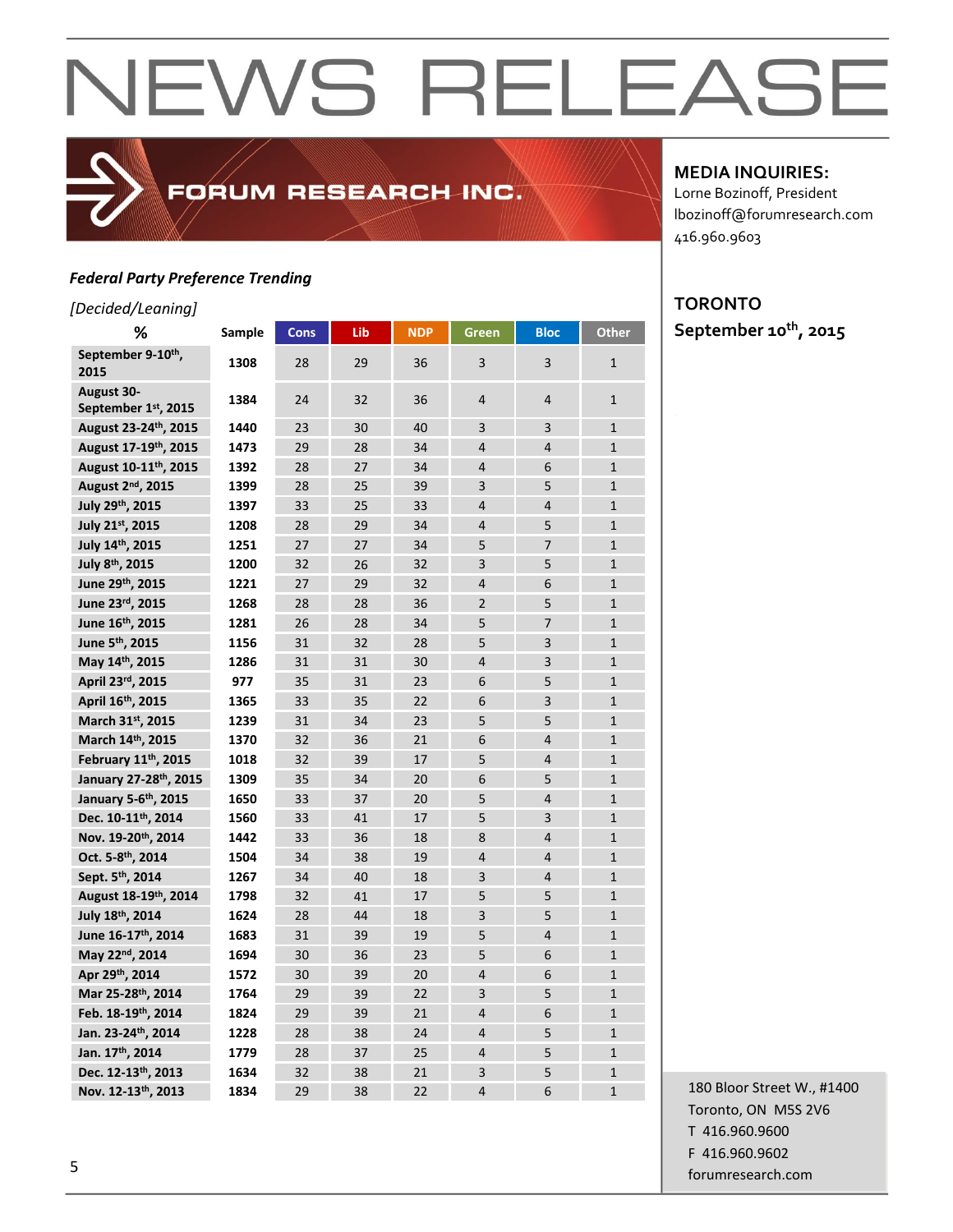# NEWS RELEASE

FORUM RESEARCH INC.

**MEDIA INQUIRIES:**
Lorne Bozinoff, President
lbozinoff@forumresearch.com
416.960.9603

**TORONTO**
**September 10th, 2015**

***Federal Party Preference Trending***

*[Decided/Leaning]*

| % | Sample | Cons | Lib | NDP | Green | Bloc | Other |
|---|---|---|---|---|---|---|---|
| **September 9-10th, 2015** | **1308** | 28 | 29 | 36 | 3 | 3 | 1 |
| **August 30-September 1st, 2015** | **1384** | 24 | 32 | 36 | 4 | 4 | 1 |
| **August 23-24th, 2015** | **1440** | 23 | 30 | 40 | 3 | 3 | 1 |
| **August 17-19th, 2015** | **1473** | 29 | 28 | 34 | 4 | 4 | 1 |
| **August 10-11th, 2015** | **1392** | 28 | 27 | 34 | 4 | 6 | 1 |
| **August 2nd, 2015** | **1399** | 28 | 25 | 39 | 3 | 5 | 1 |
| **July 29th, 2015** | **1397** | 33 | 25 | 33 | 4 | 4 | 1 |
| **July 21st, 2015** | **1208** | 28 | 29 | 34 | 4 | 5 | 1 |
| **July 14th, 2015** | **1251** | 27 | 27 | 34 | 5 | 7 | 1 |
| **July 8th, 2015** | **1200** | 32 | 26 | 32 | 3 | 5 | 1 |
| **June 29th, 2015** | **1221** | 27 | 29 | 32 | 4 | 6 | 1 |
| **June 23rd, 2015** | **1268** | 28 | 28 | 36 | 2 | 5 | 1 |
| **June 16th, 2015** | **1281** | 26 | 28 | 34 | 5 | 7 | 1 |
| **June 5th, 2015** | **1156** | 31 | 32 | 28 | 5 | 3 | 1 |
| **May 14th, 2015** | **1286** | 31 | 31 | 30 | 4 | 3 | 1 |
| **April 23rd, 2015** | **977** | 35 | 31 | 23 | 6 | 5 | 1 |
| **April 16th, 2015** | **1365** | 33 | 35 | 22 | 6 | 3 | 1 |
| **March 31st, 2015** | **1239** | 31 | 34 | 23 | 5 | 5 | 1 |
| **March 14th, 2015** | **1370** | 32 | 36 | 21 | 6 | 4 | 1 |
| **February 11th, 2015** | **1018** | 32 | 39 | 17 | 5 | 4 | 1 |
| **January 27-28th, 2015** | **1309** | 35 | 34 | 20 | 6 | 5 | 1 |
| **January 5-6th, 2015** | **1650** | 33 | 37 | 20 | 5 | 4 | 1 |
| **Dec. 10-11th, 2014** | **1560** | 33 | 41 | 17 | 5 | 3 | 1 |
| **Nov. 19-20th, 2014** | **1442** | 33 | 36 | 18 | 8 | 4 | 1 |
| **Oct. 5-8th, 2014** | **1504** | 34 | 38 | 19 | 4 | 4 | 1 |
| **Sept. 5th, 2014** | **1267** | 34 | 40 | 18 | 3 | 4 | 1 |
| **August 18-19th, 2014** | **1798** | 32 | 41 | 17 | 5 | 5 | 1 |
| **July 18th, 2014** | **1624** | 28 | 44 | 18 | 3 | 5 | 1 |
| **June 16-17th, 2014** | **1683** | 31 | 39 | 19 | 5 | 4 | 1 |
| **May 22nd, 2014** | **1694** | 30 | 36 | 23 | 5 | 6 | 1 |
| **Apr 29th, 2014** | **1572** | 30 | 39 | 20 | 4 | 6 | 1 |
| **Mar 25-28th, 2014** | **1764** | 29 | 39 | 22 | 3 | 5 | 1 |
| **Feb. 18-19th, 2014** | **1824** | 29 | 39 | 21 | 4 | 6 | 1 |
| **Jan. 23-24th, 2014** | **1228** | 28 | 38 | 24 | 4 | 5 | 1 |
| **Jan. 17th, 2014** | **1779** | 28 | 37 | 25 | 4 | 5 | 1 |
| **Dec. 12-13th, 2013** | **1634** | 32 | 38 | 21 | 3 | 5 | 1 |
| **Nov. 12-13th, 2013** | **1834** | 29 | 38 | 22 | 4 | 6 | 1 |

180 Bloor Street W., #1400
Toronto, ON M5S 2V6
T 416.960.9600
F 416.960.9602
forumresearch.com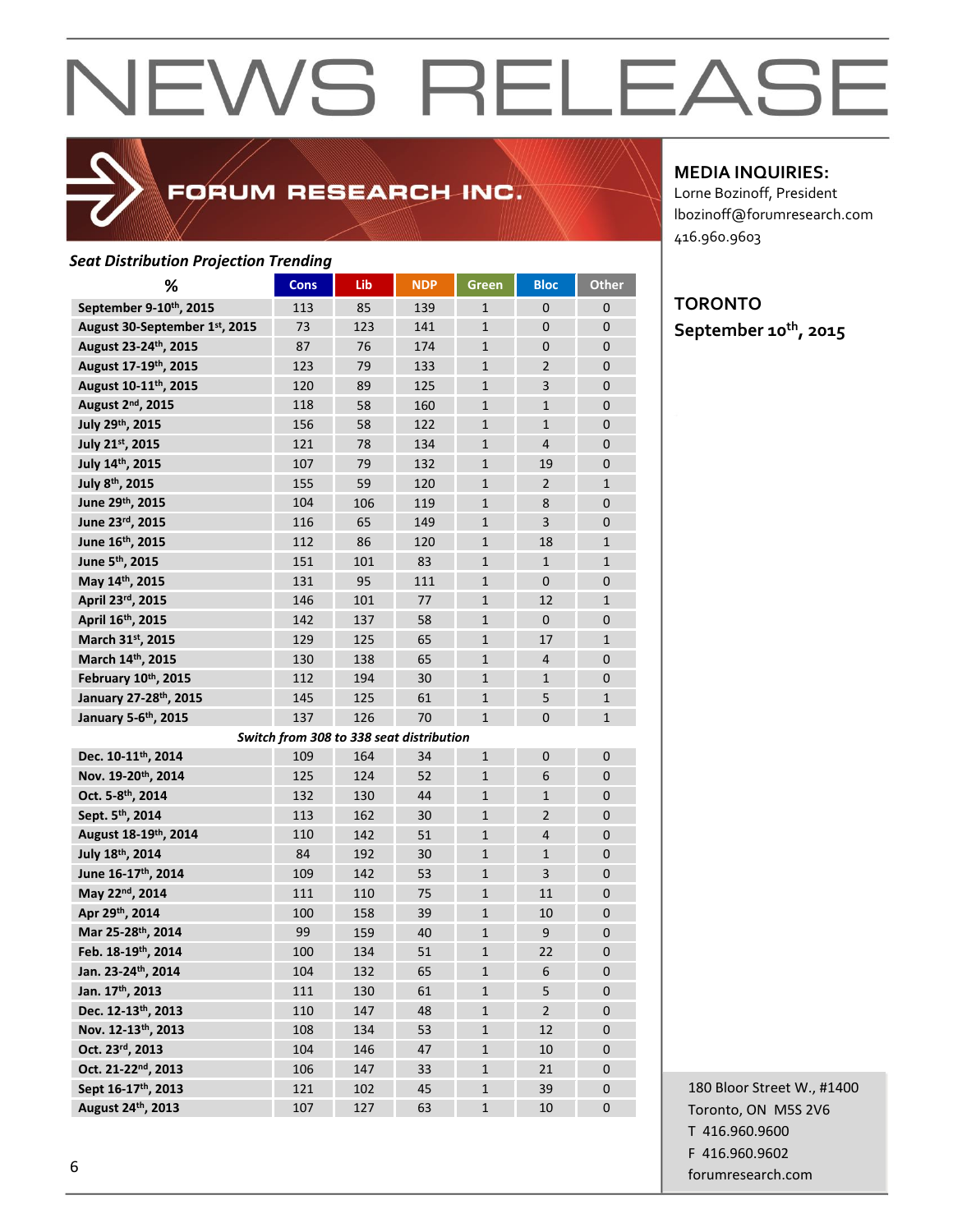# NEWS RELEASE

FORUM RESEARCH INC.

**MEDIA INQUIRIES:**
Lorne Bozinoff, President
lbozinoff@forumresearch.com
416.960.9603

**TORONTO**
**September 10th, 2015**

***Seat Distribution Projection Trending***

| % | Cons | Lib | NDP | Green | Bloc | Other |
|---|---|---|---|---|---|---|
| **September 9-10th, 2015** | 113 | 85 | 139 | 1 | 0 | 0 |
| **August 30-September 1st, 2015** | 73 | 123 | 141 | 1 | 0 | 0 |
| **August 23-24th, 2015** | 87 | 76 | 174 | 1 | 0 | 0 |
| **August 17-19th, 2015** | 123 | 79 | 133 | 1 | 2 | 0 |
| **August 10-11th, 2015** | 120 | 89 | 125 | 1 | 3 | 0 |
| **August 2nd, 2015** | 118 | 58 | 160 | 1 | 1 | 0 |
| **July 29th, 2015** | 156 | 58 | 122 | 1 | 1 | 0 |
| **July 21st, 2015** | 121 | 78 | 134 | 1 | 4 | 0 |
| **July 14th, 2015** | 107 | 79 | 132 | 1 | 19 | 0 |
| **July 8th, 2015** | 155 | 59 | 120 | 1 | 2 | 1 |
| **June 29th, 2015** | 104 | 106 | 119 | 1 | 8 | 0 |
| **June 23rd, 2015** | 116 | 65 | 149 | 1 | 3 | 0 |
| **June 16th, 2015** | 112 | 86 | 120 | 1 | 18 | 1 |
| **June 5th, 2015** | 151 | 101 | 83 | 1 | 1 | 1 |
| **May 14th, 2015** | 131 | 95 | 111 | 1 | 0 | 0 |
| **April 23rd, 2015** | 146 | 101 | 77 | 1 | 12 | 1 |
| **April 16th, 2015** | 142 | 137 | 58 | 1 | 0 | 0 |
| **March 31st, 2015** | 129 | 125 | 65 | 1 | 17 | 1 |
| **March 14th, 2015** | 130 | 138 | 65 | 1 | 4 | 0 |
| **February 10th, 2015** | 112 | 194 | 30 | 1 | 1 | 0 |
| **January 27-28th, 2015** | 145 | 125 | 61 | 1 | 5 | 1 |
| **January 5-6th, 2015** | 137 | 126 | 70 | 1 | 0 | 1 |
| ***Switch from 308 to 338 seat distribution*** | | | | | | |
| **Dec. 10-11th, 2014** | 109 | 164 | 34 | 1 | 0 | 0 |
| **Nov. 19-20th, 2014** | 125 | 124 | 52 | 1 | 6 | 0 |
| **Oct. 5-8th, 2014** | 132 | 130 | 44 | 1 | 1 | 0 |
| **Sept. 5th, 2014** | 113 | 162 | 30 | 1 | 2 | 0 |
| **August 18-19th, 2014** | 110 | 142 | 51 | 1 | 4 | 0 |
| **July 18th, 2014** | 84 | 192 | 30 | 1 | 1 | 0 |
| **June 16-17th, 2014** | 109 | 142 | 53 | 1 | 3 | 0 |
| **May 22nd, 2014** | 111 | 110 | 75 | 1 | 11 | 0 |
| **Apr 29th, 2014** | 100 | 158 | 39 | 1 | 10 | 0 |
| **Mar 25-28th, 2014** | 99 | 159 | 40 | 1 | 9 | 0 |
| **Feb. 18-19th, 2014** | 100 | 134 | 51 | 1 | 22 | 0 |
| **Jan. 23-24th, 2014** | 104 | 132 | 65 | 1 | 6 | 0 |
| **Jan. 17th, 2013** | 111 | 130 | 61 | 1 | 5 | 0 |
| **Dec. 12-13th, 2013** | 110 | 147 | 48 | 1 | 2 | 0 |
| **Nov. 12-13th, 2013** | 108 | 134 | 53 | 1 | 12 | 0 |
| **Oct. 23rd, 2013** | 104 | 146 | 47 | 1 | 10 | 0 |
| **Oct. 21-22nd, 2013** | 106 | 147 | 33 | 1 | 21 | 0 |
| **Sept 16-17th, 2013** | 121 | 102 | 45 | 1 | 39 | 0 |
| **August 24th, 2013** | 107 | 127 | 63 | 1 | 10 | 0 |

180 Bloor Street W., #1400
Toronto, ON M5S 2V6
T 416.960.9600
F 416.960.9602
forumresearch.com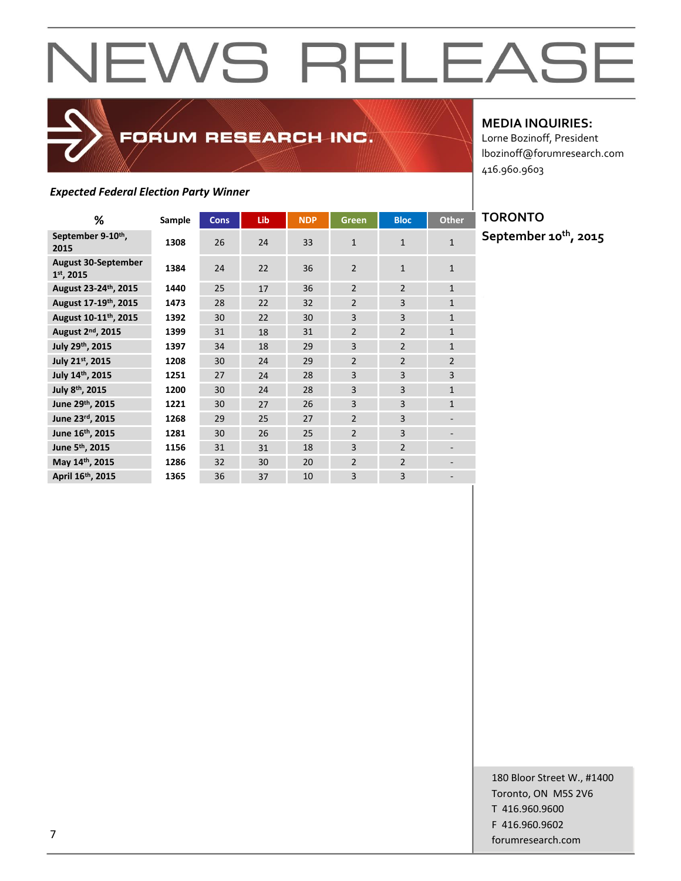# NEWS RELEASE

**FORUM RESEARCH INC.**

**MEDIA INQUIRIES:**
Lorne Bozinoff, President
lbozinoff@forumresearch.com
416.960.9603

**TORONTO**
**September 10th, 2015**

***Expected Federal Election Party Winner***

| % | Sample | Cons | Lib | NDP | Green | Bloc | Other |
|---|---|---|---|---|---|---|---|
| September 9-10th, 2015 | 1308 | 26 | 24 | 33 | 1 | 1 | 1 |
| August 30-September 1st, 2015 | 1384 | 24 | 22 | 36 | 2 | 1 | 1 |
| August 23-24th, 2015 | 1440 | 25 | 17 | 36 | 2 | 2 | 1 |
| August 17-19th, 2015 | 1473 | 28 | 22 | 32 | 2 | 3 | 1 |
| August 10-11th, 2015 | 1392 | 30 | 22 | 30 | 3 | 3 | 1 |
| August 2nd, 2015 | 1399 | 31 | 18 | 31 | 2 | 2 | 1 |
| July 29th, 2015 | 1397 | 34 | 18 | 29 | 3 | 2 | 1 |
| July 21st, 2015 | 1208 | 30 | 24 | 29 | 2 | 2 | 2 |
| July 14th, 2015 | 1251 | 27 | 24 | 28 | 3 | 3 | 3 |
| July 8th, 2015 | 1200 | 30 | 24 | 28 | 3 | 3 | 1 |
| June 29th, 2015 | 1221 | 30 | 27 | 26 | 3 | 3 | 1 |
| June 23rd, 2015 | 1268 | 29 | 25 | 27 | 2 | 3 | - |
| June 16th, 2015 | 1281 | 30 | 26 | 25 | 2 | 3 | - |
| June 5th, 2015 | 1156 | 31 | 31 | 18 | 3 | 2 | - |
| May 14th, 2015 | 1286 | 32 | 30 | 20 | 2 | 2 | - |
| April 16th, 2015 | 1365 | 36 | 37 | 10 | 3 | 3 | - |

180 Bloor Street W., #1400
Toronto, ON M5S 2V6
T 416.960.9600
F 416.960.9602
forumresearch.com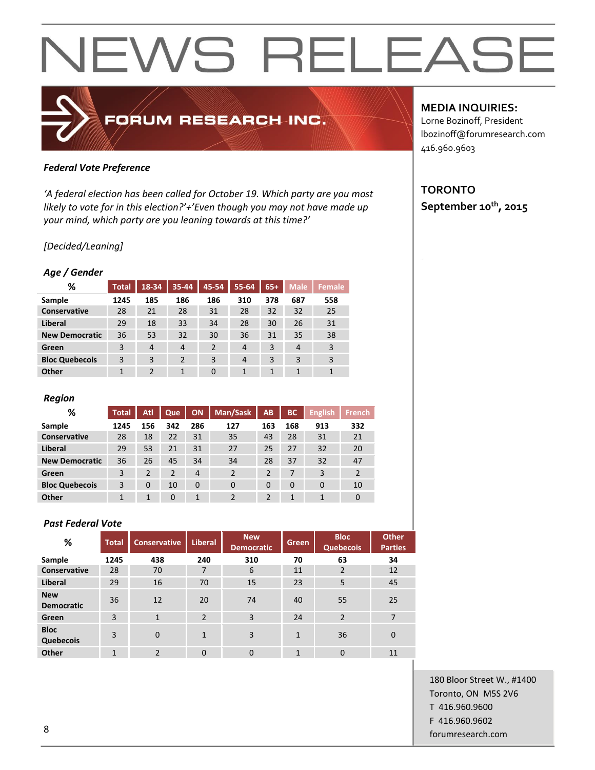# NEWS RELEASE

FORUM RESEARCH INC.

**MEDIA INQUIRIES:**
Lorne Bozinoff, President
lbozinoff@forumresearch.com
416.960.9603

**TORONTO**
**September 10th, 2015**

***Federal Vote Preference***

*'A federal election has been called for October 19. Which party are you most likely to vote for in this election?'+'Even though you may not have made up your mind, which party are you leaning towards at this time?'*

*[Decided/Leaning]*

***Age / Gender***

| % | Total | 18-34 | 35-44 | 45-54 | 55-64 | 65+ | Male | Female |
|---|---|---|---|---|---|---|---|---|
| **Sample** | **1245** | **185** | **186** | **186** | **310** | **378** | **687** | **558** |
| **Conservative** | 28 | 21 | 28 | 31 | 28 | 32 | 32 | 25 |
| **Liberal** | 29 | 18 | 33 | 34 | 28 | 30 | 26 | 31 |
| **New Democratic** | 36 | 53 | 32 | 30 | 36 | 31 | 35 | 38 |
| **Green** | 3 | 4 | 4 | 2 | 4 | 3 | 4 | 3 |
| **Bloc Quebecois** | 3 | 3 | 2 | 3 | 4 | 3 | 3 | 3 |
| **Other** | 1 | 2 | 1 | 0 | 1 | 1 | 1 | 1 |

***Region***

| % | Total | Atl | Que | ON | Man/Sask | AB | BC | English | French |
|---|---|---|---|---|---|---|---|---|---|
| **Sample** | **1245** | **156** | **342** | **286** | **127** | **163** | **168** | **913** | **332** |
| **Conservative** | 28 | 18 | 22 | 31 | 35 | 43 | 28 | 31 | 21 |
| **Liberal** | 29 | 53 | 21 | 31 | 27 | 25 | 27 | 32 | 20 |
| **New Democratic** | 36 | 26 | 45 | 34 | 34 | 28 | 37 | 32 | 47 |
| **Green** | 3 | 2 | 2 | 4 | 2 | 2 | 7 | 3 | 2 |
| **Bloc Quebecois** | 3 | 0 | 10 | 0 | 0 | 0 | 0 | 0 | 10 |
| **Other** | 1 | 1 | 0 | 1 | 2 | 2 | 1 | 1 | 0 |

***Past Federal Vote***

| % | Total | Conservative | Liberal | New Democratic | Green | Bloc Quebecois | Other Parties |
|---|---|---|---|---|---|---|---|
| **Sample** | **1245** | **438** | **240** | **310** | **70** | **63** | **34** |
| **Conservative** | 28 | 70 | 7 | 6 | 11 | 2 | 12 |
| **Liberal** | 29 | 16 | 70 | 15 | 23 | 5 | 45 |
| **New Democratic** | 36 | 12 | 20 | 74 | 40 | 55 | 25 |
| **Green** | 3 | 1 | 2 | 3 | 24 | 2 | 7 |
| **Bloc Quebecois** | 3 | 0 | 1 | 3 | 1 | 36 | 0 |
| **Other** | 1 | 2 | 0 | 0 | 1 | 0 | 11 |

180 Bloor Street W., #1400
Toronto, ON M5S 2V6
T 416.960.9600
F 416.960.9602
forumresearch.com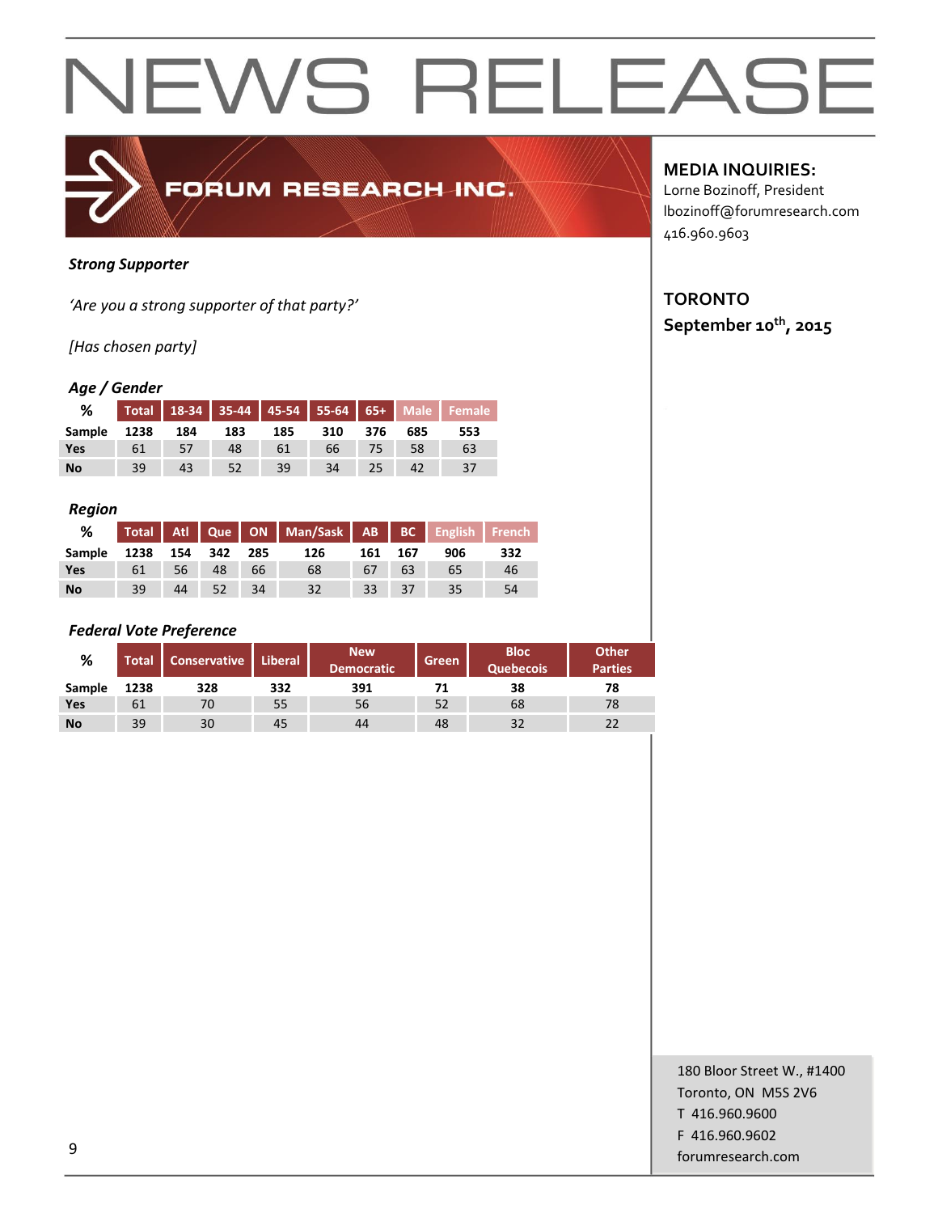# NEWS RELEASE

FORUM RESEARCH INC.

**MEDIA INQUIRIES:**
Lorne Bozinoff, President
lbozinoff@forumresearch.com
416.960.9603

**TORONTO**
**September 10th, 2015**

***Strong Supporter***

*'Are you a strong supporter of that party?'*

*[Has chosen party]*

### *Age / Gender*

| % | Total | 18-34 | 35-44 | 45-54 | 55-64 | 65+ | Male | Female |
|---|---|---|---|---|---|---|---|---|
| Sample | 1238 | 184 | 183 | 185 | 310 | 376 | 685 | 553 |
| Yes | 61 | 57 | 48 | 61 | 66 | 75 | 58 | 63 |
| No | 39 | 43 | 52 | 39 | 34 | 25 | 42 | 37 |

### *Region*

| % | Total | Atl | Que | ON | Man/Sask | AB | BC | English | French |
|---|---|---|---|---|---|---|---|---|---|
| Sample | 1238 | 154 | 342 | 285 | 126 | 161 | 167 | 906 | 332 |
| Yes | 61 | 56 | 48 | 66 | 68 | 67 | 63 | 65 | 46 |
| No | 39 | 44 | 52 | 34 | 32 | 33 | 37 | 35 | 54 |

### *Federal Vote Preference*

| % | Total | Conservative | Liberal | New Democratic | Green | Bloc Quebecois | Other Parties |
|---|---|---|---|---|---|---|---|
| Sample | 1238 | 328 | 332 | 391 | 71 | 38 | 78 |
| Yes | 61 | 70 | 55 | 56 | 52 | 68 | 78 |
| No | 39 | 30 | 45 | 44 | 48 | 32 | 22 |

180 Bloor Street W., #1400
Toronto, ON M5S 2V6
T 416.960.9600
F 416.960.9602
forumresearch.com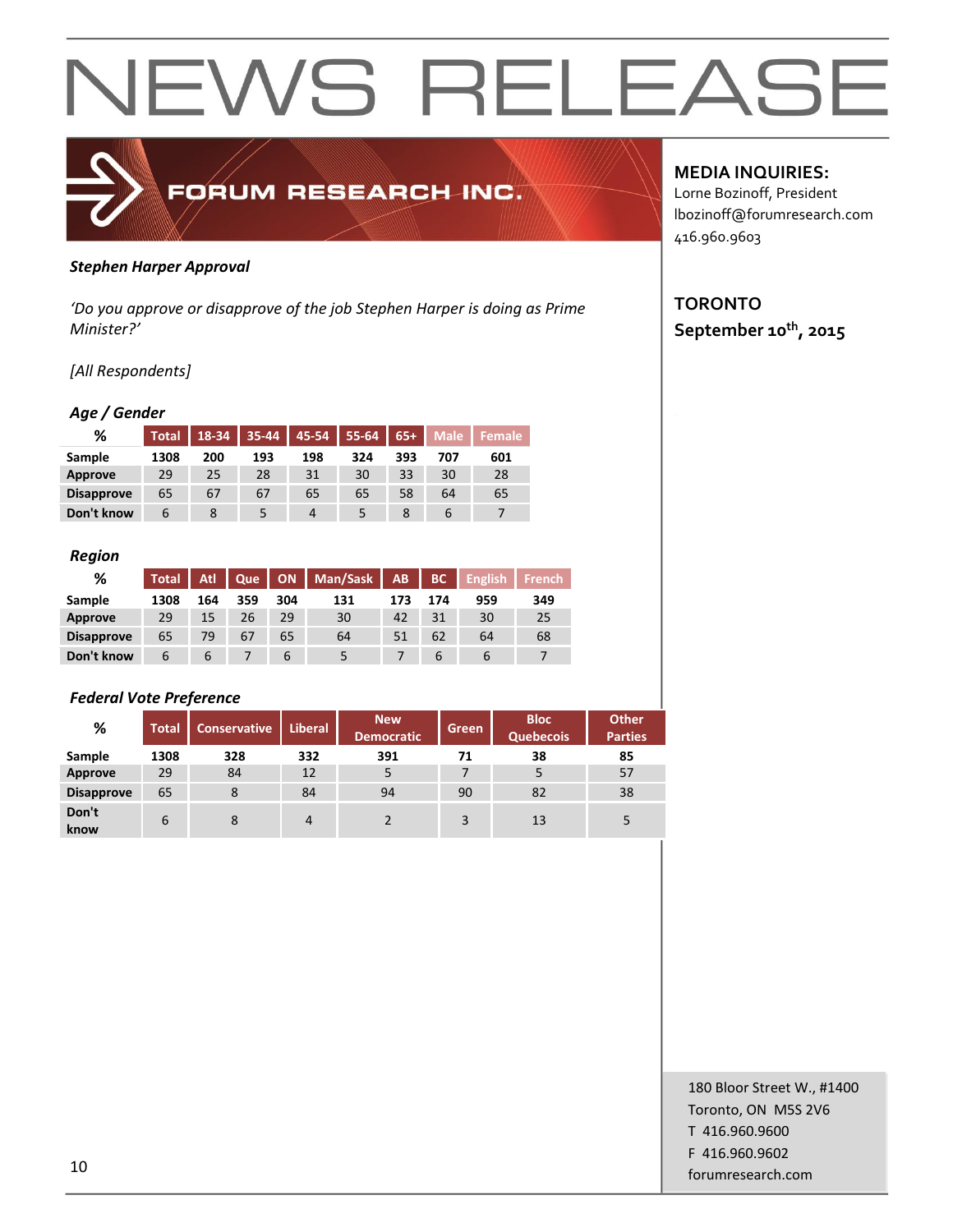# NEWS RELEASE

FORUM RESEARCH INC.

**MEDIA INQUIRIES:**
Lorne Bozinoff, President
lbozinoff@forumresearch.com
416.960.9603

**TORONTO**
**September 10th, 2015**

***Stephen Harper Approval***

*'Do you approve or disapprove of the job Stephen Harper is doing as Prime Minister?'*

*[All Respondents]*

***Age / Gender***

| % | Total | 18-34 | 35-44 | 45-54 | 55-64 | 65+ | Male | Female |
|---|---|---|---|---|---|---|---|---|
| Sample | 1308 | 200 | 193 | 198 | 324 | 393 | 707 | 601 |
| Approve | 29 | 25 | 28 | 31 | 30 | 33 | 30 | 28 |
| Disapprove | 65 | 67 | 67 | 65 | 65 | 58 | 64 | 65 |
| Don't know | 6 | 8 | 5 | 4 | 5 | 8 | 6 | 7 |

***Region***

| % | Total | Atl | Que | ON | Man/Sask | AB | BC | English | French |
|---|---|---|---|---|---|---|---|---|---|
| Sample | 1308 | 164 | 359 | 304 | 131 | 173 | 174 | 959 | 349 |
| Approve | 29 | 15 | 26 | 29 | 30 | 42 | 31 | 30 | 25 |
| Disapprove | 65 | 79 | 67 | 65 | 64 | 51 | 62 | 64 | 68 |
| Don't know | 6 | 6 | 7 | 6 | 5 | 7 | 6 | 6 | 7 |

***Federal Vote Preference***

| % | Total | Conservative | Liberal | New Democratic | Green | Bloc Quebecois | Other Parties |
|---|---|---|---|---|---|---|---|
| Sample | 1308 | 328 | 332 | 391 | 71 | 38 | 85 |
| Approve | 29 | 84 | 12 | 5 | 7 | 5 | 57 |
| Disapprove | 65 | 8 | 84 | 94 | 90 | 82 | 38 |
| Don't know | 6 | 8 | 4 | 2 | 3 | 13 | 5 |

180 Bloor Street W., #1400
Toronto, ON M5S 2V6
T 416.960.9600
F 416.960.9602
forumresearch.com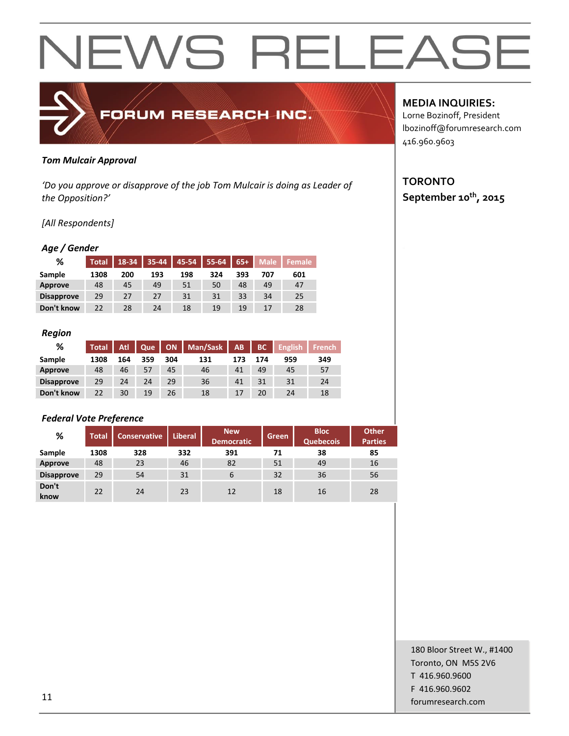# NEWS RELEASE

FORUM RESEARCH INC.

**MEDIA INQUIRIES:**
Lorne Bozinoff, President
lbozinoff@forumresearch.com
416.960.9603

**TORONTO**
**September 10th, 2015**

***Tom Mulcair Approval***

*'Do you approve or disapprove of the job Tom Mulcair is doing as Leader of the Opposition?'*

*[All Respondents]*

***Age / Gender***

| % | Total | 18-34 | 35-44 | 45-54 | 55-64 | 65+ | Male | Female |
|---|---|---|---|---|---|---|---|---|
| **Sample** | **1308** | **200** | **193** | **198** | **324** | **393** | **707** | **601** |
| **Approve** | 48 | 45 | 49 | 51 | 50 | 48 | 49 | 47 |
| **Disapprove** | 29 | 27 | 27 | 31 | 31 | 33 | 34 | 25 |
| **Don't know** | 22 | 28 | 24 | 18 | 19 | 19 | 17 | 28 |

***Region***

| % | Total | Atl | Que | ON | Man/Sask | AB | BC | English | French |
|---|---|---|---|---|---|---|---|---|---|
| **Sample** | **1308** | **164** | **359** | **304** | **131** | **173** | **174** | **959** | **349** |
| **Approve** | 48 | 46 | 57 | 45 | 46 | 41 | 49 | 45 | 57 |
| **Disapprove** | 29 | 24 | 24 | 29 | 36 | 41 | 31 | 31 | 24 |
| **Don't know** | 22 | 30 | 19 | 26 | 18 | 17 | 20 | 24 | 18 |

***Federal Vote Preference***

| % | Total | Conservative | Liberal | New Democratic | Green | Bloc Quebecois | Other Parties |
|---|---|---|---|---|---|---|---|
| **Sample** | **1308** | **328** | **332** | **391** | **71** | **38** | **85** |
| **Approve** | 48 | 23 | 46 | 82 | 51 | 49 | 16 |
| **Disapprove** | 29 | 54 | 31 | 6 | 32 | 36 | 56 |
| **Don't know** | 22 | 24 | 23 | 12 | 18 | 16 | 28 |

180 Bloor Street W., #1400
Toronto, ON M5S 2V6
T 416.960.9600
F 416.960.9602
forumresearch.com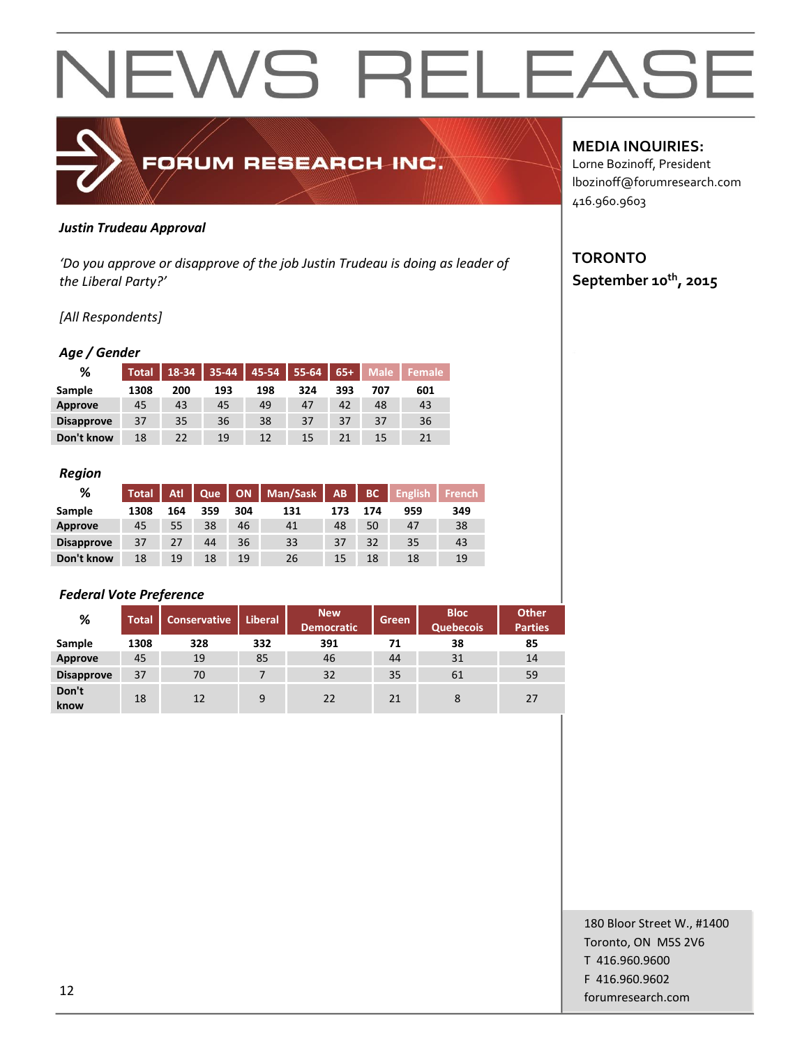# NEWS RELEASE

FORUM RESEARCH INC.

**MEDIA INQUIRIES:**
Lorne Bozinoff, President
lbozinoff@forumresearch.com
416.960.9603

**TORONTO**
**September 10th, 2015**

***Justin Trudeau Approval***

*'Do you approve or disapprove of the job Justin Trudeau is doing as leader of the Liberal Party?'*

*[All Respondents]*

***Age / Gender***

| % | Total | 18-34 | 35-44 | 45-54 | 55-64 | 65+ | Male | Female |
|---|---|---|---|---|---|---|---|---|
| Sample | 1308 | 200 | 193 | 198 | 324 | 393 | 707 | 601 |
| Approve | 45 | 43 | 45 | 49 | 47 | 42 | 48 | 43 |
| Disapprove | 37 | 35 | 36 | 38 | 37 | 37 | 37 | 36 |
| Don't know | 18 | 22 | 19 | 12 | 15 | 21 | 15 | 21 |

***Region***

| % | Total | Atl | Que | ON | Man/Sask | AB | BC | English | French |
|---|---|---|---|---|---|---|---|---|---|
| Sample | 1308 | 164 | 359 | 304 | 131 | 173 | 174 | 959 | 349 |
| Approve | 45 | 55 | 38 | 46 | 41 | 48 | 50 | 47 | 38 |
| Disapprove | 37 | 27 | 44 | 36 | 33 | 37 | 32 | 35 | 43 |
| Don't know | 18 | 19 | 18 | 19 | 26 | 15 | 18 | 18 | 19 |

***Federal Vote Preference***

| % | Total | Conservative | Liberal | New Democratic | Green | Bloc Quebecois | Other Parties |
|---|---|---|---|---|---|---|---|
| Sample | 1308 | 328 | 332 | 391 | 71 | 38 | 85 |
| Approve | 45 | 19 | 85 | 46 | 44 | 31 | 14 |
| Disapprove | 37 | 70 | 7 | 32 | 35 | 61 | 59 |
| Don't know | 18 | 12 | 9 | 22 | 21 | 8 | 27 |

180 Bloor Street W., #1400
Toronto, ON M5S 2V6
T 416.960.9600
F 416.960.9602
forumresearch.com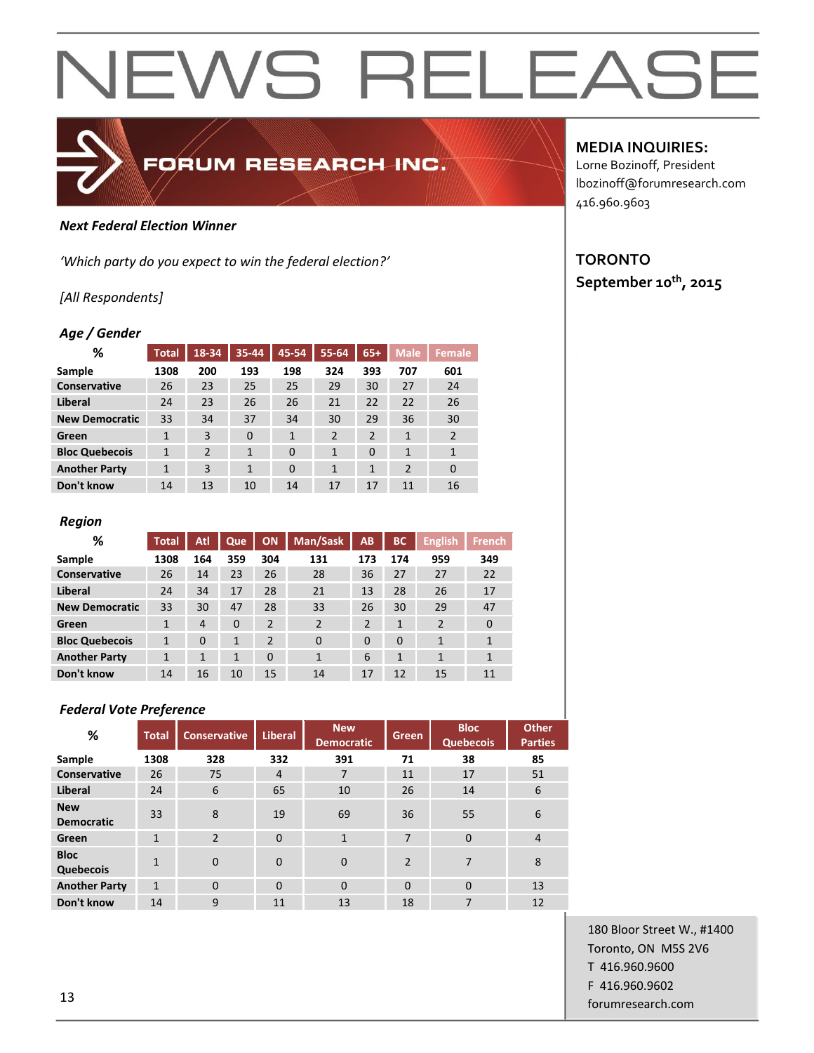# NEWS RELEASE

FORUM RESEARCH INC.

**MEDIA INQUIRIES:**
Lorne Bozinoff, President
lbozinoff@forumresearch.com
416.960.9603

**TORONTO**
**September 10th, 2015**

***Next Federal Election Winner***

*'Which party do you expect to win the federal election?'*

*[All Respondents]*

***Age / Gender***

| % | Total | 18-34 | 35-44 | 45-54 | 55-64 | 65+ | Male | Female |
|---|---|---|---|---|---|---|---|---|
| **Sample** | **1308** | **200** | **193** | **198** | **324** | **393** | **707** | **601** |
| **Conservative** | 26 | 23 | 25 | 25 | 29 | 30 | 27 | 24 |
| **Liberal** | 24 | 23 | 26 | 26 | 21 | 22 | 22 | 26 |
| **New Democratic** | 33 | 34 | 37 | 34 | 30 | 29 | 36 | 30 |
| **Green** | 1 | 3 | 0 | 1 | 2 | 2 | 1 | 2 |
| **Bloc Quebecois** | 1 | 2 | 1 | 0 | 1 | 0 | 1 | 1 |
| **Another Party** | 1 | 3 | 1 | 0 | 1 | 1 | 2 | 0 |
| **Don't know** | 14 | 13 | 10 | 14 | 17 | 17 | 11 | 16 |

***Region***

| % | Total | Atl | Que | ON | Man/Sask | AB | BC | English | French |
|---|---|---|---|---|---|---|---|---|---|
| **Sample** | **1308** | **164** | **359** | **304** | **131** | **173** | **174** | **959** | **349** |
| **Conservative** | 26 | 14 | 23 | 26 | 28 | 36 | 27 | 27 | 22 |
| **Liberal** | 24 | 34 | 17 | 28 | 21 | 13 | 28 | 26 | 17 |
| **New Democratic** | 33 | 30 | 47 | 28 | 33 | 26 | 30 | 29 | 47 |
| **Green** | 1 | 4 | 0 | 2 | 2 | 2 | 1 | 2 | 0 |
| **Bloc Quebecois** | 1 | 0 | 1 | 2 | 0 | 0 | 0 | 1 | 1 |
| **Another Party** | 1 | 1 | 1 | 0 | 1 | 6 | 1 | 1 | 1 |
| **Don't know** | 14 | 16 | 10 | 15 | 14 | 17 | 12 | 15 | 11 |

***Federal Vote Preference***

| % | Total | Conservative | Liberal | New Democratic | Green | Bloc Quebecois | Other Parties |
|---|---|---|---|---|---|---|---|
| **Sample** | **1308** | **328** | **332** | **391** | **71** | **38** | **85** |
| **Conservative** | 26 | 75 | 4 | 7 | 11 | 17 | 51 |
| **Liberal** | 24 | 6 | 65 | 10 | 26 | 14 | 6 |
| **New Democratic** | 33 | 8 | 19 | 69 | 36 | 55 | 6 |
| **Green** | 1 | 2 | 0 | 1 | 7 | 0 | 4 |
| **Bloc Quebecois** | 1 | 0 | 0 | 0 | 2 | 7 | 8 |
| **Another Party** | 1 | 0 | 0 | 0 | 0 | 0 | 13 |
| **Don't know** | 14 | 9 | 11 | 13 | 18 | 7 | 12 |

180 Bloor Street W., #1400
Toronto, ON M5S 2V6
T 416.960.9600
F 416.960.9602
forumresearch.com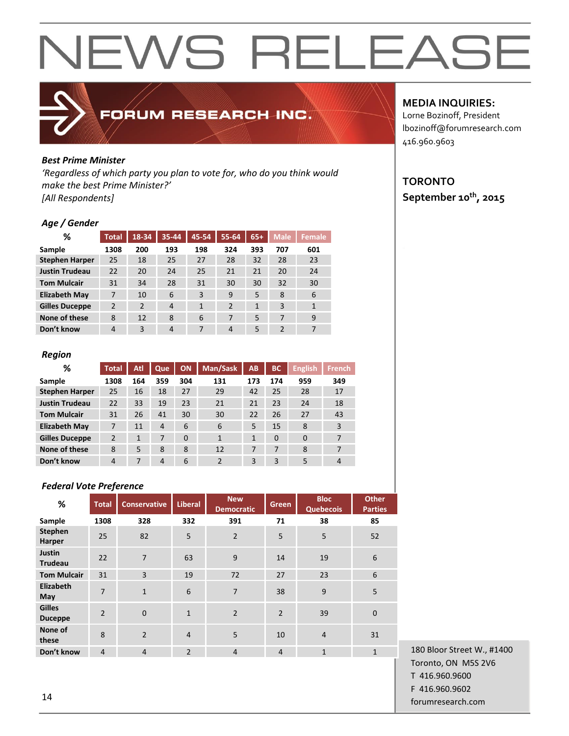# NEWS RELEASE

FORUM RESEARCH INC.

**MEDIA INQUIRIES:**
Lorne Bozinoff, President
lbozinoff@forumresearch.com
416.960.9603

**TORONTO**
**September 10th, 2015**

***Best Prime Minister***
*'Regardless of which party you plan to vote for, who do you think would make the best Prime Minister?'*
*[All Respondents]*

***Age / Gender***

| % | Total | 18-34 | 35-44 | 45-54 | 55-64 | 65+ | Male | Female |
|---|---|---|---|---|---|---|---|---|
| Sample | 1308 | 200 | 193 | 198 | 324 | 393 | 707 | 601 |
| Stephen Harper | 25 | 18 | 25 | 27 | 28 | 32 | 28 | 23 |
| Justin Trudeau | 22 | 20 | 24 | 25 | 21 | 21 | 20 | 24 |
| Tom Mulcair | 31 | 34 | 28 | 31 | 30 | 30 | 32 | 30 |
| Elizabeth May | 7 | 10 | 6 | 3 | 9 | 5 | 8 | 6 |
| Gilles Duceppe | 2 | 2 | 4 | 1 | 2 | 1 | 3 | 1 |
| None of these | 8 | 12 | 8 | 6 | 7 | 5 | 7 | 9 |
| Don't know | 4 | 3 | 4 | 7 | 4 | 5 | 2 | 7 |

***Region***

| % | Total | Atl | Que | ON | Man/Sask | AB | BC | English | French |
|---|---|---|---|---|---|---|---|---|---|
| Sample | 1308 | 164 | 359 | 304 | 131 | 173 | 174 | 959 | 349 |
| Stephen Harper | 25 | 16 | 18 | 27 | 29 | 42 | 25 | 28 | 17 |
| Justin Trudeau | 22 | 33 | 19 | 23 | 21 | 21 | 23 | 24 | 18 |
| Tom Mulcair | 31 | 26 | 41 | 30 | 30 | 22 | 26 | 27 | 43 |
| Elizabeth May | 7 | 11 | 4 | 6 | 6 | 5 | 15 | 8 | 3 |
| Gilles Duceppe | 2 | 1 | 7 | 0 | 1 | 1 | 0 | 0 | 7 |
| None of these | 8 | 5 | 8 | 8 | 12 | 7 | 7 | 8 | 7 |
| Don't know | 4 | 7 | 4 | 6 | 2 | 3 | 3 | 5 | 4 |

***Federal Vote Preference***

| % | Total | Conservative | Liberal | New Democratic | Green | Bloc Quebecois | Other Parties |
|---|---|---|---|---|---|---|---|
| Sample | 1308 | 328 | 332 | 391 | 71 | 38 | 85 |
| Stephen Harper | 25 | 82 | 5 | 2 | 5 | 5 | 52 |
| Justin Trudeau | 22 | 7 | 63 | 9 | 14 | 19 | 6 |
| Tom Mulcair | 31 | 3 | 19 | 72 | 27 | 23 | 6 |
| Elizabeth May | 7 | 1 | 6 | 7 | 38 | 9 | 5 |
| Gilles Duceppe | 2 | 0 | 1 | 2 | 2 | 39 | 0 |
| None of these | 8 | 2 | 4 | 5 | 10 | 4 | 31 |
| Don't know | 4 | 4 | 2 | 4 | 4 | 1 | 1 |

180 Bloor Street W., #1400
Toronto, ON M5S 2V6
T 416.960.9600
F 416.960.9602
forumresearch.com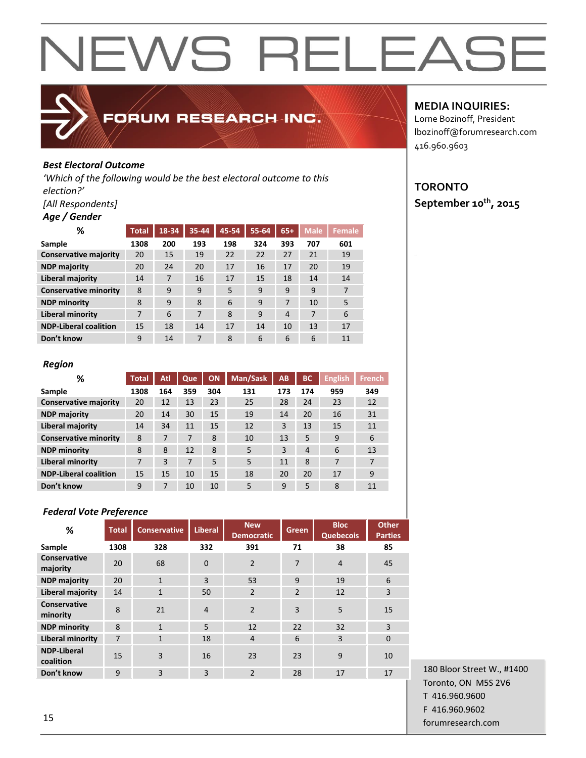# NEWS RELEASE

FORUM RESEARCH INC.

**MEDIA INQUIRIES:**
Lorne Bozinoff, President
lbozinoff@forumresearch.com
416.960.9603

**TORONTO**
**September 10th, 2015**

***Best Electoral Outcome***

*'Which of the following would be the best electoral outcome to this election?'*

*[All Respondents]*

***Age / Gender***

| % | Total | 18-34 | 35-44 | 45-54 | 55-64 | 65+ | Male | Female |
|---|---|---|---|---|---|---|---|---|
| **Sample** | **1308** | **200** | **193** | **198** | **324** | **393** | **707** | **601** |
| **Conservative majority** | 20 | 15 | 19 | 22 | 22 | 27 | 21 | 19 |
| **NDP majority** | 20 | 24 | 20 | 17 | 16 | 17 | 20 | 19 |
| **Liberal majority** | 14 | 7 | 16 | 17 | 15 | 18 | 14 | 14 |
| **Conservative minority** | 8 | 9 | 9 | 5 | 9 | 9 | 9 | 7 |
| **NDP minority** | 8 | 9 | 8 | 6 | 9 | 7 | 10 | 5 |
| **Liberal minority** | 7 | 6 | 7 | 8 | 9 | 4 | 7 | 6 |
| **NDP-Liberal coalition** | 15 | 18 | 14 | 17 | 14 | 10 | 13 | 17 |
| **Don't know** | 9 | 14 | 7 | 8 | 6 | 6 | 6 | 11 |

***Region***

| % | Total | Atl | Que | ON | Man/Sask | AB | BC | English | French |
|---|---|---|---|---|---|---|---|---|---|
| **Sample** | **1308** | **164** | **359** | **304** | **131** | **173** | **174** | **959** | **349** |
| **Conservative majority** | 20 | 12 | 13 | 23 | 25 | 28 | 24 | 23 | 12 |
| **NDP majority** | 20 | 14 | 30 | 15 | 19 | 14 | 20 | 16 | 31 |
| **Liberal majority** | 14 | 34 | 11 | 15 | 12 | 3 | 13 | 15 | 11 |
| **Conservative minority** | 8 | 7 | 7 | 8 | 10 | 13 | 5 | 9 | 6 |
| **NDP minority** | 8 | 8 | 12 | 8 | 5 | 3 | 4 | 6 | 13 |
| **Liberal minority** | 7 | 3 | 7 | 5 | 5 | 11 | 8 | 7 | 7 |
| **NDP-Liberal coalition** | 15 | 15 | 10 | 15 | 18 | 20 | 20 | 17 | 9 |
| **Don't know** | 9 | 7 | 10 | 10 | 5 | 9 | 5 | 8 | 11 |

***Federal Vote Preference***

| % | Total | Conservative | Liberal | New Democratic | Green | Bloc Quebecois | Other Parties |
|---|---|---|---|---|---|---|---|
| **Sample** | **1308** | **328** | **332** | **391** | **71** | **38** | **85** |
| **Conservative majority** | 20 | 68 | 0 | 2 | 7 | 4 | 45 |
| **NDP majority** | 20 | 1 | 3 | 53 | 9 | 19 | 6 |
| **Liberal majority** | 14 | 1 | 50 | 2 | 2 | 12 | 3 |
| **Conservative minority** | 8 | 21 | 4 | 2 | 3 | 5 | 15 |
| **NDP minority** | 8 | 1 | 5 | 12 | 22 | 32 | 3 |
| **Liberal minority** | 7 | 1 | 18 | 4 | 6 | 3 | 0 |
| **NDP-Liberal coalition** | 15 | 3 | 16 | 23 | 23 | 9 | 10 |
| **Don't know** | 9 | 3 | 3 | 2 | 28 | 17 | 17 |

180 Bloor Street W., #1400
Toronto, ON M5S 2V6
T 416.960.9600
F 416.960.9602
forumresearch.com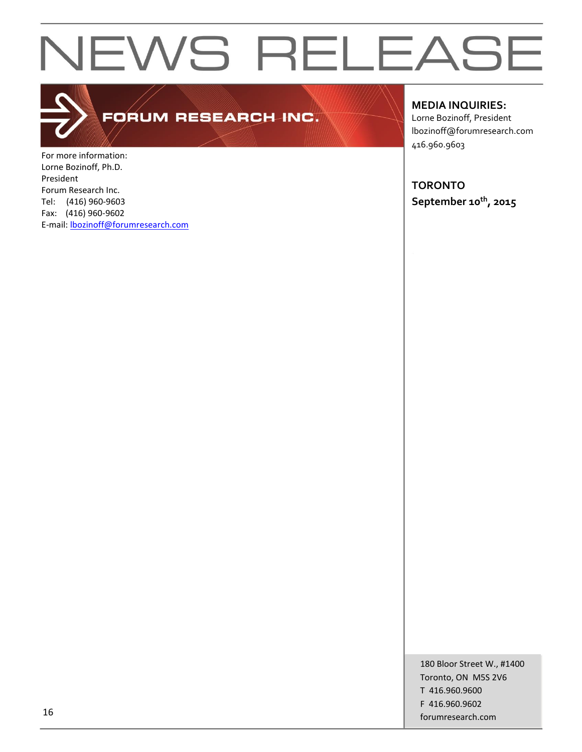# NEWS RELEASE

FORUM RESEARCH INC.

For more information:
Lorne Bozinoff, Ph.D.
President
Forum Research Inc.
Tel: (416) 960-9603
Fax: (416) 960-9602
E-mail: lbozinoff@forumresearch.com

**MEDIA INQUIRIES:**
Lorne Bozinoff, President
lbozinoff@forumresearch.com
416.960.9603

**TORONTO**
**September 10th, 2015**

180 Bloor Street W., #1400
Toronto, ON M5S 2V6
T 416.960.9600
F 416.960.9602
forumresearch.com